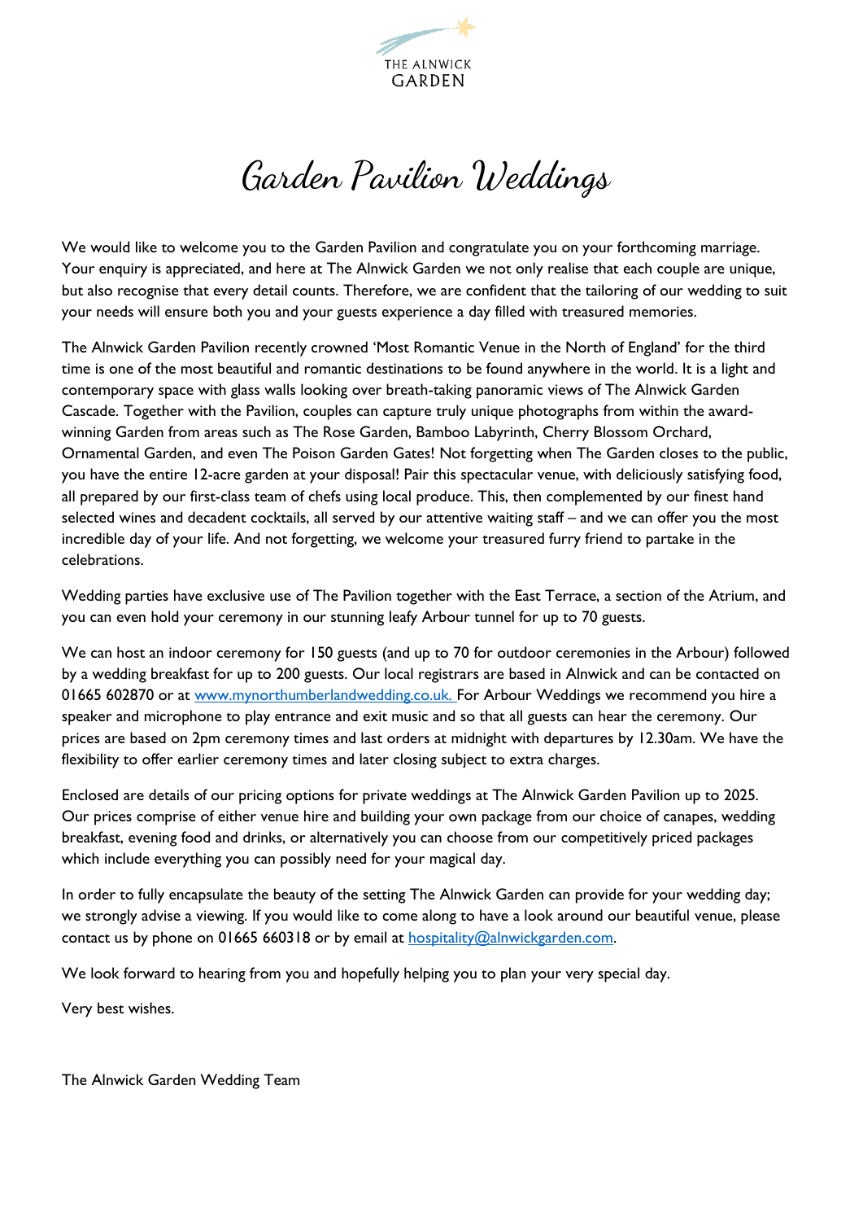THE ALNWICK GARDEN

# Garden Pavilion Weddings

We would like to welcome you to the Garden Pavilion and congratulate you on your forthcoming marriage. Your enquiry is appreciated, and here at The Alnwick Garden we not only realise that each couple are unique, but also recognise that every detail counts. Therefore, we are confident that the tailoring of our wedding to suit your needs will ensure both you and your guests experience a day filled with treasured memories.

The Alnwick Garden Pavilion recently crowned 'Most Romantic Venue in the North of England' for the third time is one of the most beautiful and romantic destinations to be found anywhere in the world. It is a light and contemporary space with glass walls looking over breath-taking panoramic views of The Alnwick Garden Cascade. Together with the Pavilion, couples can capture truly unique photographs from within the award-winning Garden from areas such as The Rose Garden, Bamboo Labyrinth, Cherry Blossom Orchard, Ornamental Garden, and even The Poison Garden Gates! Not forgetting when The Garden closes to the public, you have the entire 12-acre garden at your disposal! Pair this spectacular venue, with deliciously satisfying food, all prepared by our first-class team of chefs using local produce. This, then complemented by our finest hand selected wines and decadent cocktails, all served by our attentive waiting staff – and we can offer you the most incredible day of your life. And not forgetting, we welcome your treasured furry friend to partake in the celebrations.

Wedding parties have exclusive use of The Pavilion together with the East Terrace, a section of the Atrium, and you can even hold your ceremony in our stunning leafy Arbour tunnel for up to 70 guests.

We can host an indoor ceremony for 150 guests (and up to 70 for outdoor ceremonies in the Arbour) followed by a wedding breakfast for up to 200 guests. Our local registrars are based in Alnwick and can be contacted on 01665 602870 or at www.mynorthumberlandwedding.co.uk. For Arbour Weddings we recommend you hire a speaker and microphone to play entrance and exit music and so that all guests can hear the ceremony. Our prices are based on 2pm ceremony times and last orders at midnight with departures by 12.30am. We have the flexibility to offer earlier ceremony times and later closing subject to extra charges.

Enclosed are details of our pricing options for private weddings at The Alnwick Garden Pavilion up to 2025. Our prices comprise of either venue hire and building your own package from our choice of canapes, wedding breakfast, evening food and drinks, or alternatively you can choose from our competitively priced packages which include everything you can possibly need for your magical day.

In order to fully encapsulate the beauty of the setting The Alnwick Garden can provide for your wedding day; we strongly advise a viewing. If you would like to come along to have a look around our beautiful venue, please contact us by phone on 01665 660318 or by email at hospitality@alnwickgarden.com.

We look forward to hearing from you and hopefully helping you to plan your very special day.

Very best wishes.

The Alnwick Garden Wedding Team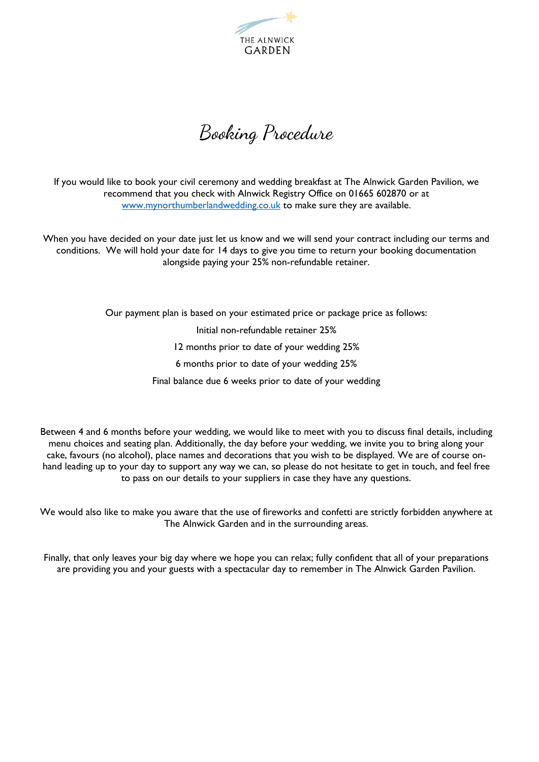# Booking Procedure

If you would like to book your civil ceremony and wedding breakfast at The Alnwick Garden Pavilion, we recommend that you check with Alnwick Registry Office on 01665 602870 or at [www.mynorthumberlandwedding.co.uk](http://www.mynorthumberlandwedding.co.uk) to make sure they are available.

When you have decided on your date just let us know and we will send your contract including our terms and conditions. We will hold your date for 14 days to give you time to return your booking documentation alongside paying your 25% non-refundable retainer.

Our payment plan is based on your estimated price or package price as follows:

Initial non-refundable retainer 25%

12 months prior to date of your wedding 25%

6 months prior to date of your wedding 25%

Final balance due 6 weeks prior to date of your wedding

Between 4 and 6 months before your wedding, we would like to meet with you to discuss final details, including menu choices and seating plan. Additionally, the day before your wedding, we invite you to bring along your cake, favours (no alcohol), place names and decorations that you wish to be displayed. We are of course on-hand leading up to your day to support any way we can, so please do not hesitate to get in touch, and feel free to pass on our details to your suppliers in case they have any questions.

We would also like to make you aware that the use of fireworks and confetti are strictly forbidden anywhere at The Alnwick Garden and in the surrounding areas.

Finally, that only leaves your big day where we hope you can relax; fully confident that all of your preparations are providing you and your guests with a spectacular day to remember in The Alnwick Garden Pavilion.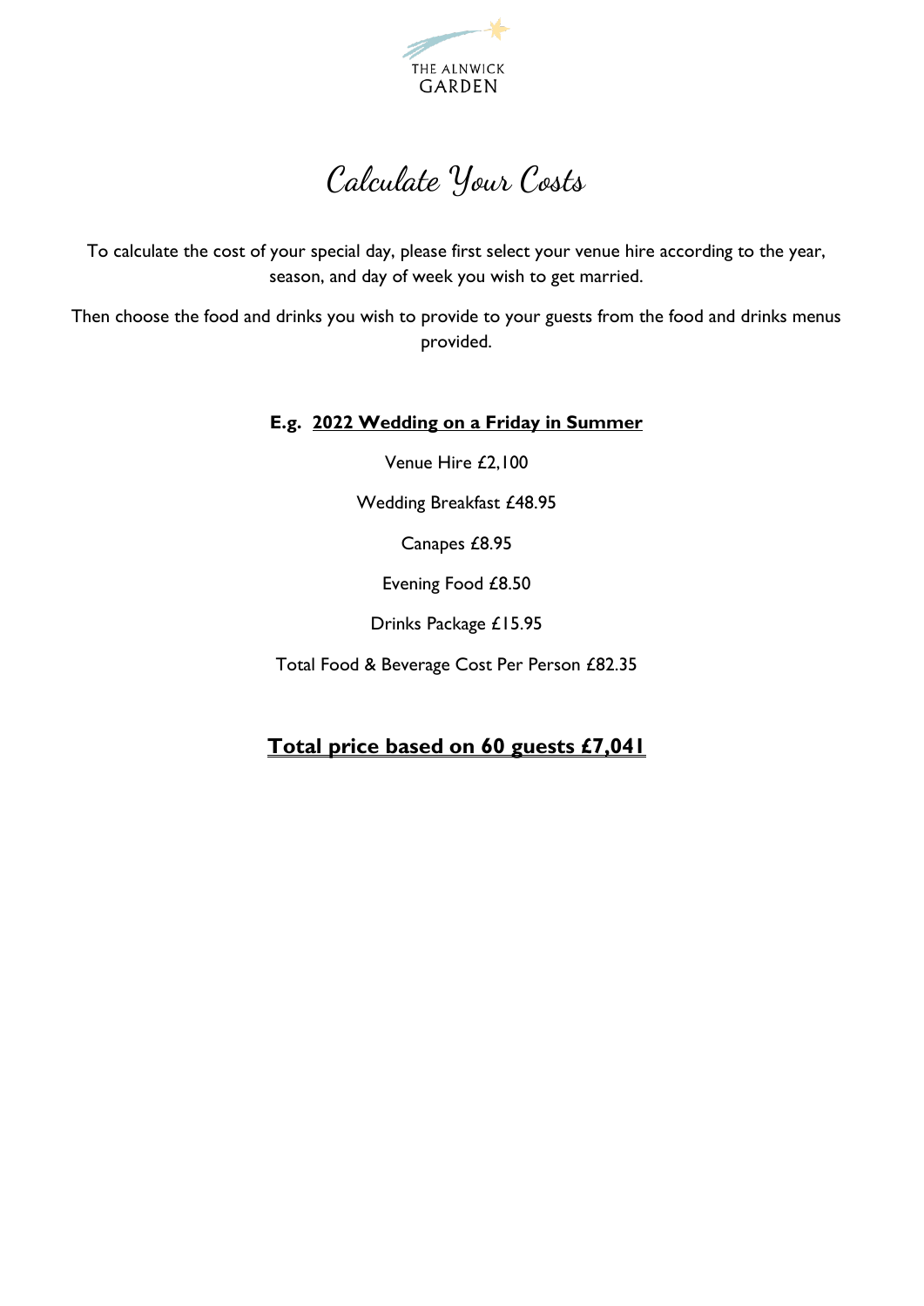THE ALNWICK GARDEN

# Calculate Your Costs

To calculate the cost of your special day, please first select your venue hire according to the year, season, and day of week you wish to get married.

Then choose the food and drinks you wish to provide to your guests from the food and drinks menus provided.

**E.g. <u>2022 Wedding on a Friday in Summer</u>**

Venue Hire £2,100

Wedding Breakfast £48.95

Canapes £8.95

Evening Food £8.50

Drinks Package £15.95

Total Food & Beverage Cost Per Person £82.35

## <u>Total price based on 60 guests £7,041</u>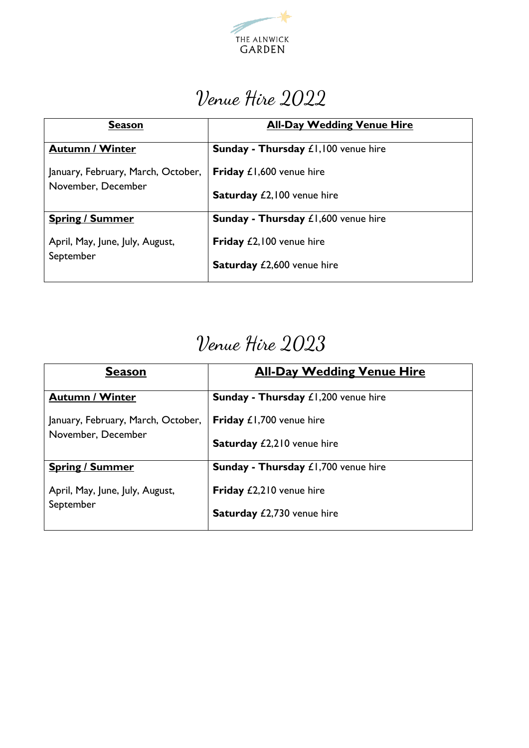THE ALNWICK GARDEN

# Venue Hire 2022

| **Season** | **All-Day Wedding Venue Hire** |
|---|---|
| **Autumn / Winter**<br><br>January, February, March, October, November, December | **Sunday - Thursday** £1,100 venue hire<br><br>**Friday** £1,600 venue hire<br><br>**Saturday** £2,100 venue hire |
| **Spring / Summer**<br><br>April, May, June, July, August, September | **Sunday - Thursday** £1,600 venue hire<br><br>**Friday** £2,100 venue hire<br><br>**Saturday** £2,600 venue hire |

# Venue Hire 2023

| **Season** | **All-Day Wedding Venue Hire** |
|---|---|
| **Autumn / Winter**<br><br>January, February, March, October, November, December | **Sunday - Thursday** £1,200 venue hire<br><br>**Friday** £1,700 venue hire<br><br>**Saturday** £2,210 venue hire |
| **Spring / Summer**<br><br>April, May, June, July, August, September | **Sunday - Thursday** £1,700 venue hire<br><br>**Friday** £2,210 venue hire<br><br>**Saturday** £2,730 venue hire |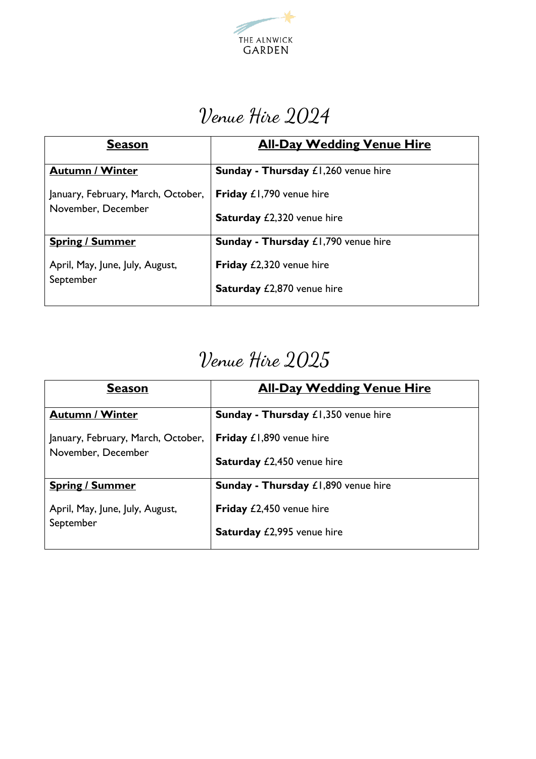THE ALNWICK GARDEN

# Venue Hire 2024

| **Season** | **All-Day Wedding Venue Hire** |
| --- | --- |
| **Autumn / Winter**<br><br>January, February, March, October, November, December | **Sunday - Thursday** £1,260 venue hire<br><br>**Friday** £1,790 venue hire<br><br>**Saturday** £2,320 venue hire |
| **Spring / Summer**<br><br>April, May, June, July, August, September | **Sunday - Thursday** £1,790 venue hire<br><br>**Friday** £2,320 venue hire<br><br>**Saturday** £2,870 venue hire |

# Venue Hire 2025

| **Season** | **All-Day Wedding Venue Hire** |
| --- | --- |
| **Autumn / Winter**<br><br>January, February, March, October, November, December | **Sunday - Thursday** £1,350 venue hire<br><br>**Friday** £1,890 venue hire<br><br>**Saturday** £2,450 venue hire |
| **Spring / Summer**<br><br>April, May, June, July, August, September | **Sunday - Thursday** £1,890 venue hire<br><br>**Friday** £2,450 venue hire<br><br>**Saturday** £2,995 venue hire |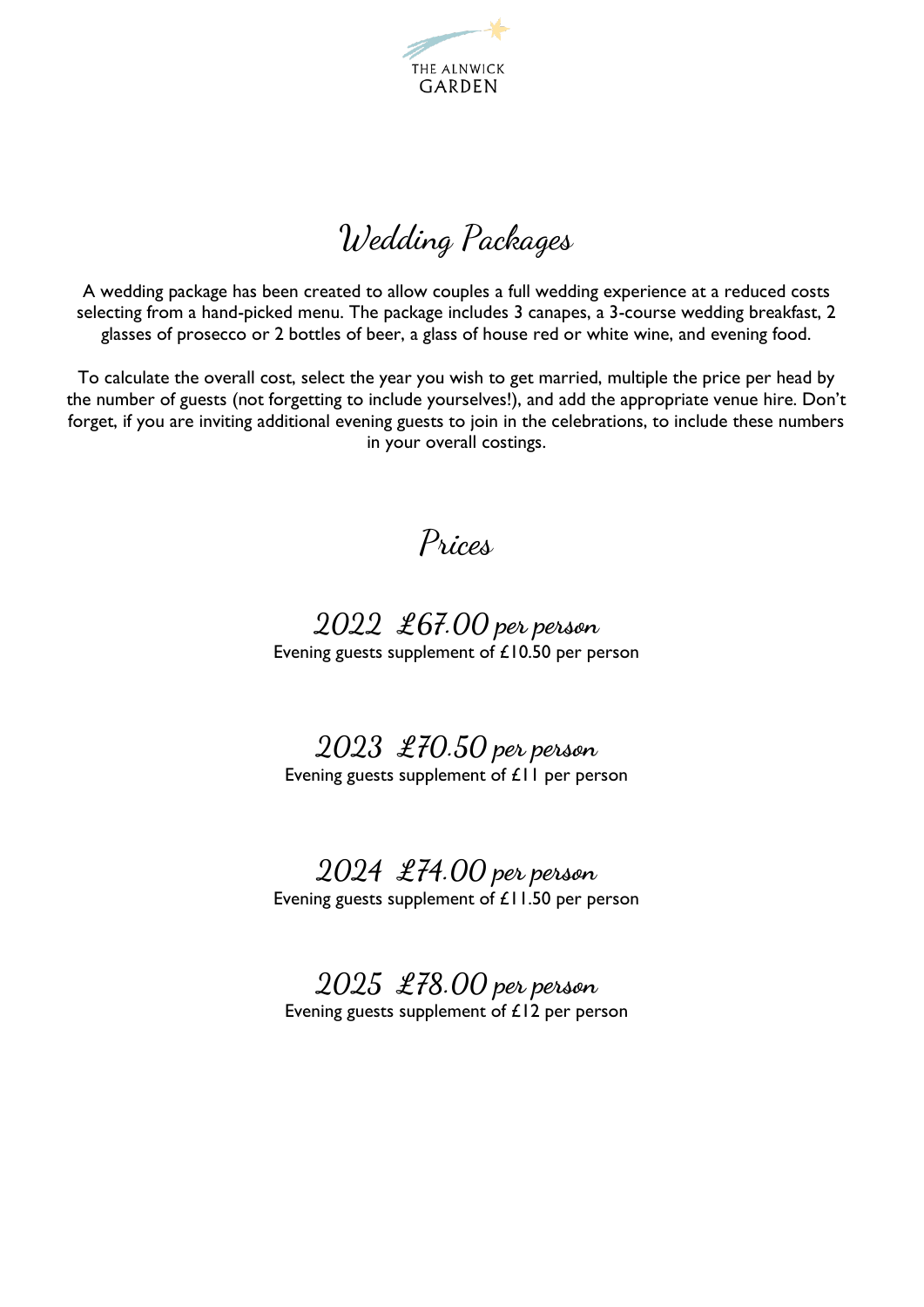THE ALNWICK GARDEN

# Wedding Packages

A wedding package has been created to allow couples a full wedding experience at a reduced costs selecting from a hand-picked menu. The package includes 3 canapes, a 3-course wedding breakfast, 2 glasses of prosecco or 2 bottles of beer, a glass of house red or white wine, and evening food.

To calculate the overall cost, select the year you wish to get married, multiple the price per head by the number of guests (not forgetting to include yourselves!), and add the appropriate venue hire. Don't forget, if you are inviting additional evening guests to join in the celebrations, to include these numbers in your overall costings.

# Prices

## 2022 £67.00 *per person*

Evening guests supplement of £10.50 per person

## 2023 £70.50 *per person*

Evening guests supplement of £11 per person

## 2024 £74.00 *per person*

Evening guests supplement of £11.50 per person

## 2025 £78.00 *per person*

Evening guests supplement of £12 per person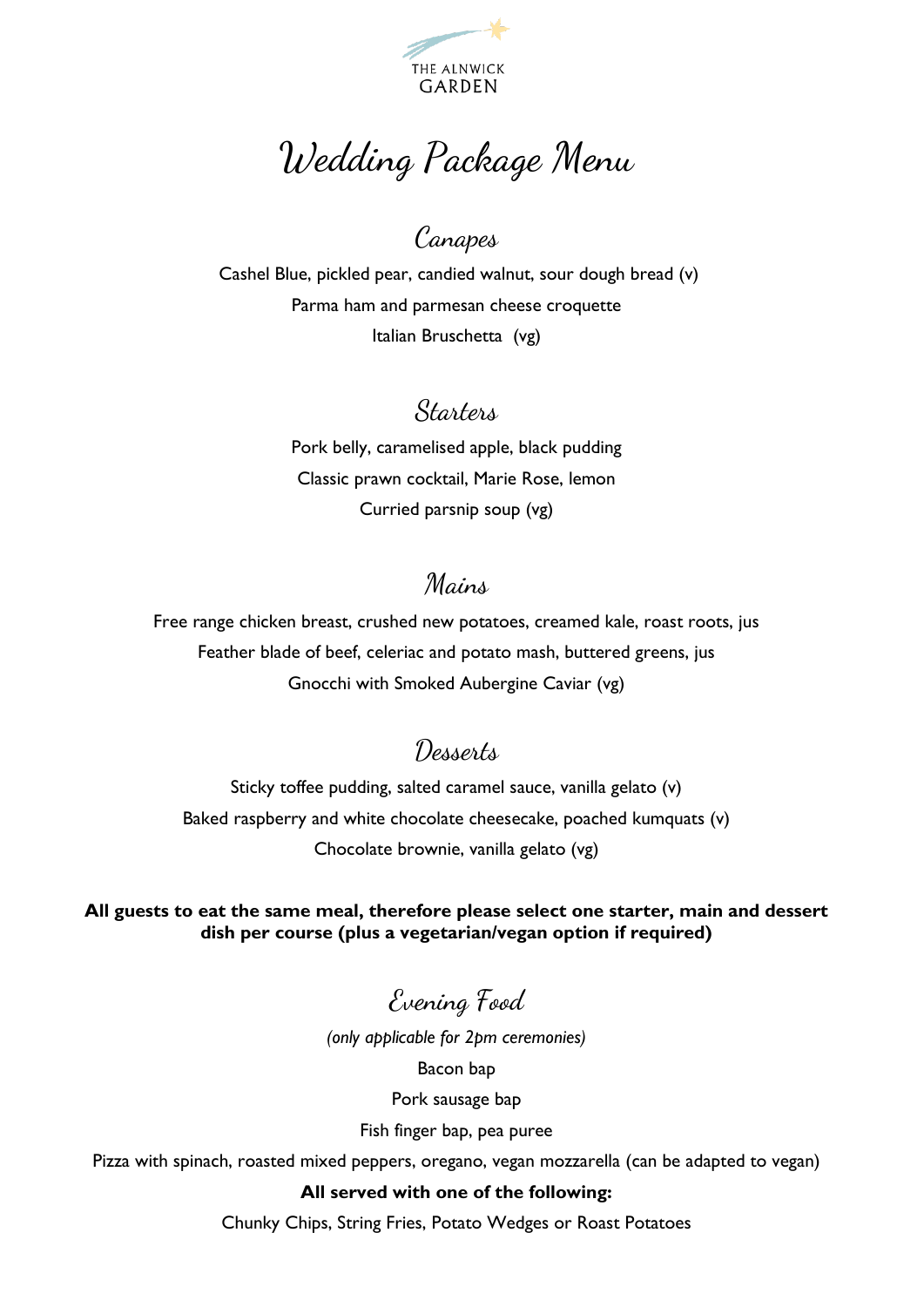THE ALNWICK GARDEN

# Wedding Package Menu

## Canapes

Cashel Blue, pickled pear, candied walnut, sour dough bread (v)

Parma ham and parmesan cheese croquette

Italian Bruschetta (vg)

## Starters

Pork belly, caramelised apple, black pudding

Classic prawn cocktail, Marie Rose, lemon

Curried parsnip soup (vg)

## Mains

Free range chicken breast, crushed new potatoes, creamed kale, roast roots, jus

Feather blade of beef, celeriac and potato mash, buttered greens, jus

Gnocchi with Smoked Aubergine Caviar (vg)

## Desserts

Sticky toffee pudding, salted caramel sauce, vanilla gelato (v)

Baked raspberry and white chocolate cheesecake, poached kumquats (v)

Chocolate brownie, vanilla gelato (vg)

**All guests to eat the same meal, therefore please select one starter, main and dessert dish per course (plus a vegetarian/vegan option if required)**

## Evening Food

*(only applicable for 2pm ceremonies)*

Bacon bap

Pork sausage bap

Fish finger bap, pea puree

Pizza with spinach, roasted mixed peppers, oregano, vegan mozzarella (can be adapted to vegan)

**All served with one of the following:**

Chunky Chips, String Fries, Potato Wedges or Roast Potatoes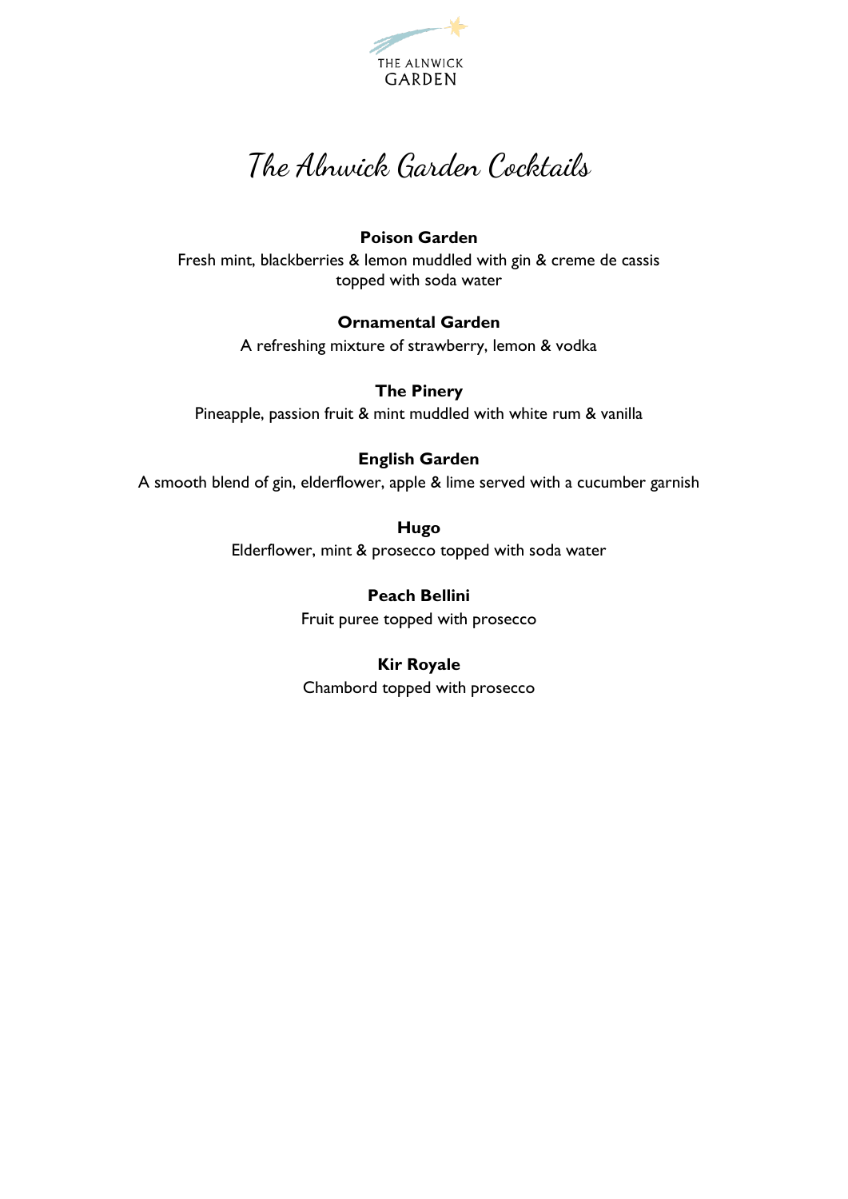# The Alnwick Garden Cocktails

**Poison Garden**

Fresh mint, blackberries & lemon muddled with gin & creme de cassis topped with soda water

**Ornamental Garden**

A refreshing mixture of strawberry, lemon & vodka

**The Pinery**

Pineapple, passion fruit & mint muddled with white rum & vanilla

**English Garden**

A smooth blend of gin, elderflower, apple & lime served with a cucumber garnish

**Hugo**

Elderflower, mint & prosecco topped with soda water

**Peach Bellini**

Fruit puree topped with prosecco

**Kir Royale**

Chambord topped with prosecco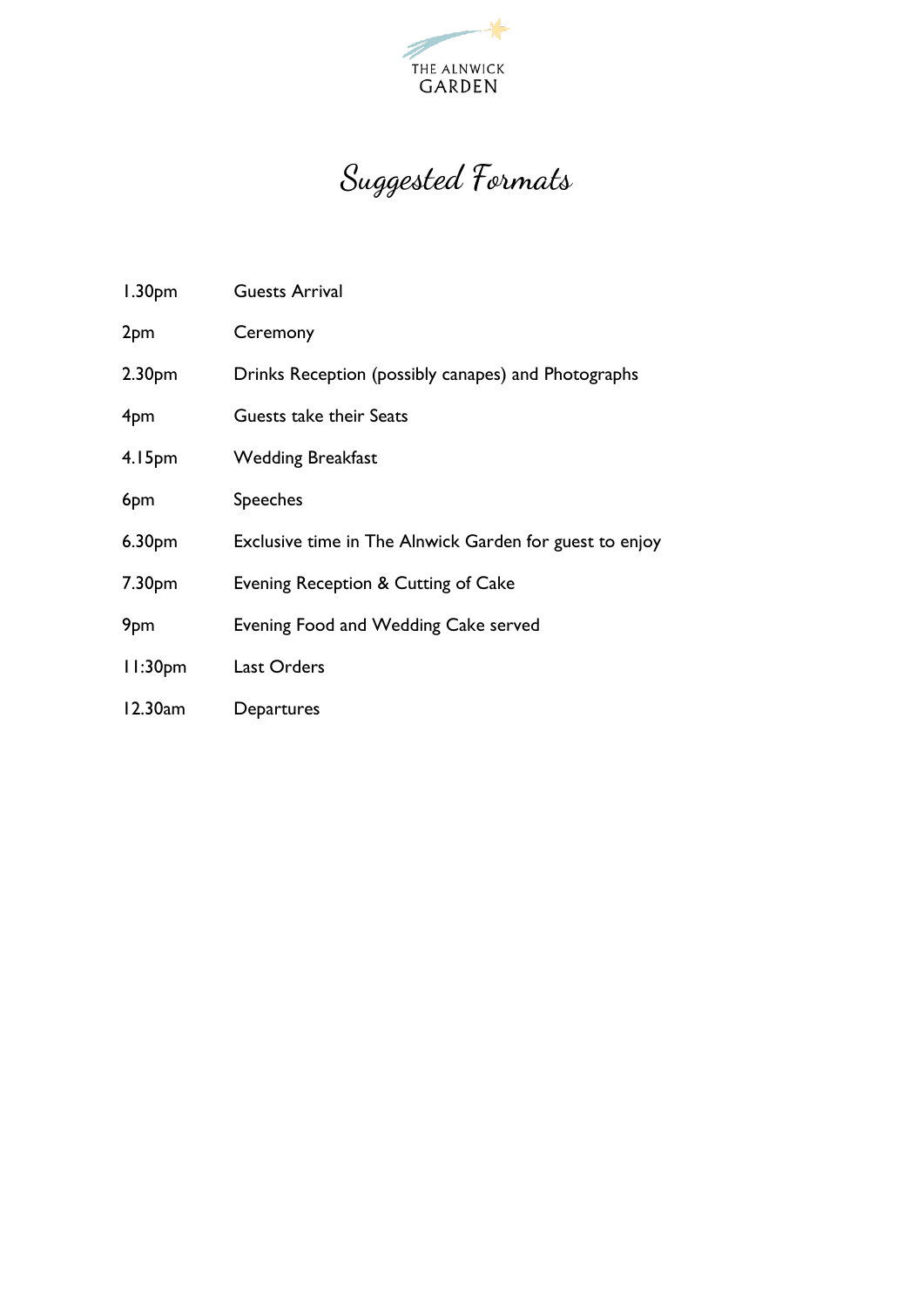THE ALNWICK GARDEN

# Suggested Formats

| | |
|---|---|
| 1.30pm | Guests Arrival |
| 2pm | Ceremony |
| 2.30pm | Drinks Reception (possibly canapes) and Photographs |
| 4pm | Guests take their Seats |
| 4.15pm | Wedding Breakfast |
| 6pm | Speeches |
| 6.30pm | Exclusive time in The Alnwick Garden for guest to enjoy |
| 7.30pm | Evening Reception & Cutting of Cake |
| 9pm | Evening Food and Wedding Cake served |
| 11:30pm | Last Orders |
| 12.30am | Departures |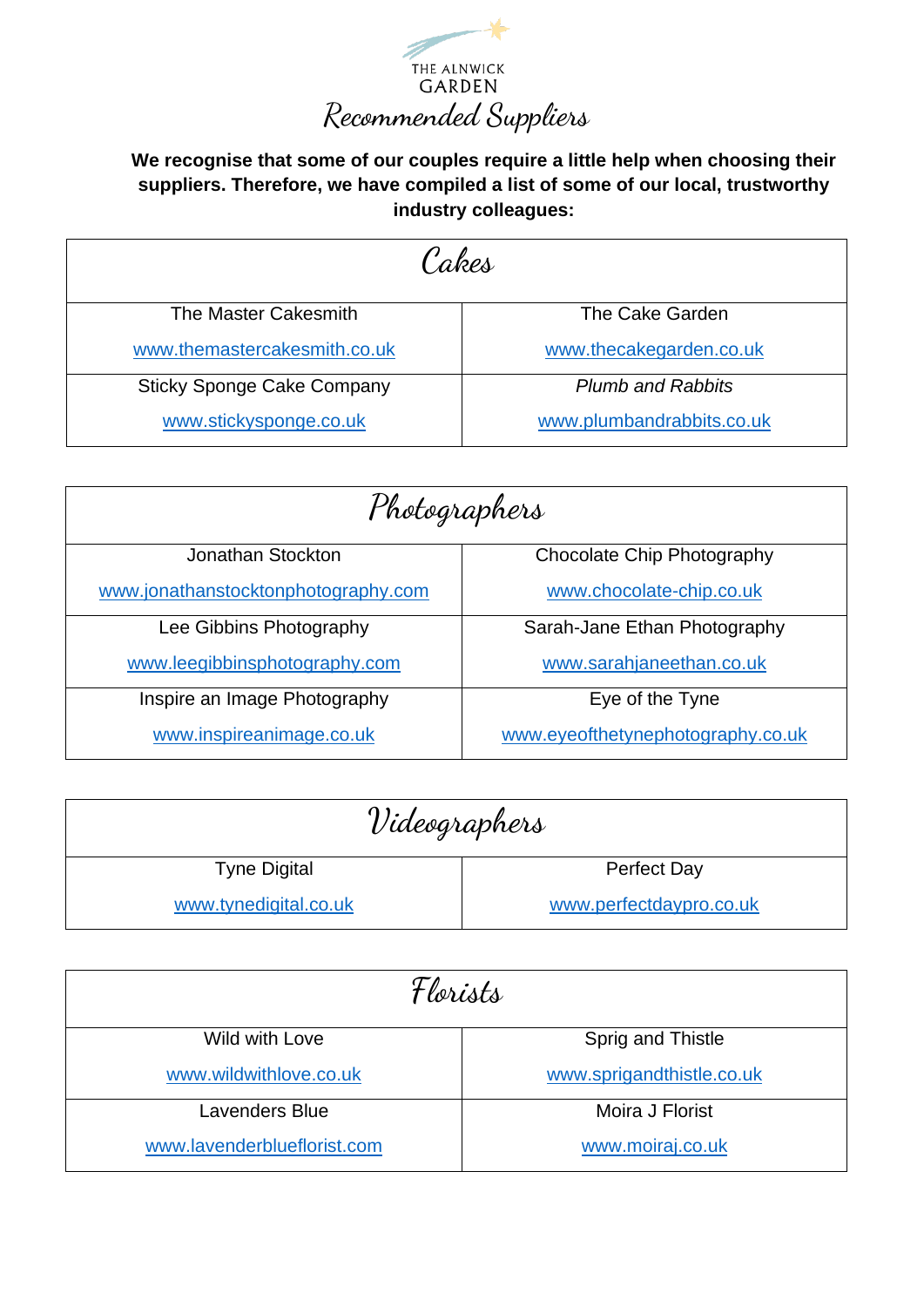THE ALNWICK
GARDEN

# Recommended Suppliers

**We recognise that some of our couples require a little help when choosing their suppliers. Therefore, we have compiled a list of some of our local, trustworthy industry colleagues:**

## Cakes

| | |
|---|---|
| The Master Cakesmith<br>www.themastercakesmith.co.uk | The Cake Garden<br>www.thecakegarden.co.uk |
| Sticky Sponge Cake Company<br>www.stickysponge.co.uk | *Plumb and Rabbits*<br>www.plumbandrabbits.co.uk |

## Photographers

| | |
|---|---|
| Jonathan Stockton<br>www.jonathanstocktonphotography.com | Chocolate Chip Photography<br>www.chocolate-chip.co.uk |
| Lee Gibbins Photography<br>www.leegibbinsphotography.com | Sarah-Jane Ethan Photography<br>www.sarahjaneethan.co.uk |
| Inspire an Image Photography<br>www.inspireanimage.co.uk | Eye of the Tyne<br>www.eyeofthetynephotography.co.uk |

## Videographers

| | |
|---|---|
| Tyne Digital<br>www.tynedigital.co.uk | Perfect Day<br>www.perfectdaypro.co.uk |

## Florists

| | |
|---|---|
| Wild with Love<br>www.wildwithlove.co.uk | Sprig and Thistle<br>www.sprigandthistle.co.uk |
| Lavenders Blue<br>www.lavenderblueflorist.com | Moira J Florist<br>www.moiraj.co.uk |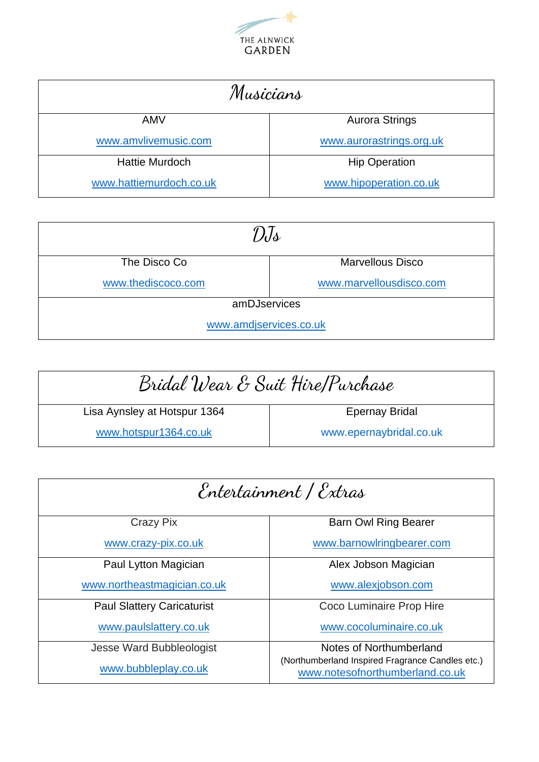THE ALNWICK GARDEN

| Musicians | |
|---|---|
| AMV<br>www.amvlivemusic.com | Aurora Strings<br>www.aurorastrings.org.uk |
| Hattie Murdoch<br>www.hattiemurdoch.co.uk | Hip Operation<br>www.hipoperation.co.uk |

| DJs | |
|---|---|
| The Disco Co<br>www.thediscoco.com | Marvellous Disco<br>www.marvellousdisco.com |
| amDJservices<br>www.amdjservices.co.uk | |

| Bridal Wear & Suit Hire/Purchase | |
|---|---|
| Lisa Aynsley at Hotspur 1364<br>www.hotspur1364.co.uk | Epernay Bridal<br>www.epernaybridal.co.uk |

| Entertainment / Extras | |
|---|---|
| Crazy Pix<br>www.crazy-pix.co.uk | Barn Owl Ring Bearer<br>www.barnowlringbearer.com |
| Paul Lytton Magician<br>www.northeastmagician.co.uk | Alex Jobson Magician<br>www.alexjobson.com |
| Paul Slattery Caricaturist<br>www.paulslattery.co.uk | Coco Luminaire Prop Hire<br>www.cocoluminaire.co.uk |
| Jesse Ward Bubbleologist<br>www.bubbleplay.co.uk | Notes of Northumberland<br>(Northumberland Inspired Fragrance Candles etc.)<br>www.notesofnorthumberland.co.uk |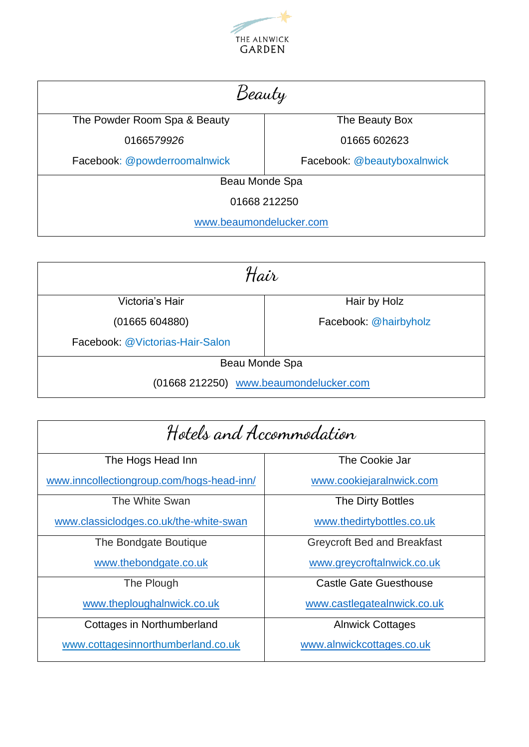THE ALNWICK GARDEN

## Beauty

| The Powder Room Spa & Beauty | The Beauty Box |
|---|---|
| 0166579926 | 01665 602623 |
| Facebook: @powderroomalnwick | Facebook: @beautyboxalnwick |

Beau Monde Spa

01668 212250

www.beaumondelucker.com

## Hair

| Victoria's Hair | Hair by Holz |
|---|---|
| (01665 604880) | Facebook: @hairbyholz |
| Facebook: @Victorias-Hair-Salon | |

Beau Monde Spa

(01668 212250) www.beaumondelucker.com

## Hotels and Accommodation

| | |
|---|---|
| The Hogs Head Inn<br>www.inncollectiongroup.com/hogs-head-inn/ | The Cookie Jar<br>www.cookiejaralnwick.com |
| The White Swan<br>www.classiclodges.co.uk/the-white-swan | The Dirty Bottles<br>www.thedirtybottles.co.uk |
| The Bondgate Boutique<br>www.thebondgate.co.uk | Greycroft Bed and Breakfast<br>www.greycroftalnwick.co.uk |
| The Plough<br>www.theploughalnwick.co.uk | Castle Gate Guesthouse<br>www.castlegatealnwick.co.uk |
| Cottages in Northumberland<br>www.cottagesinnorthumberland.co.uk | Alnwick Cottages<br>www.alnwickcottages.co.uk |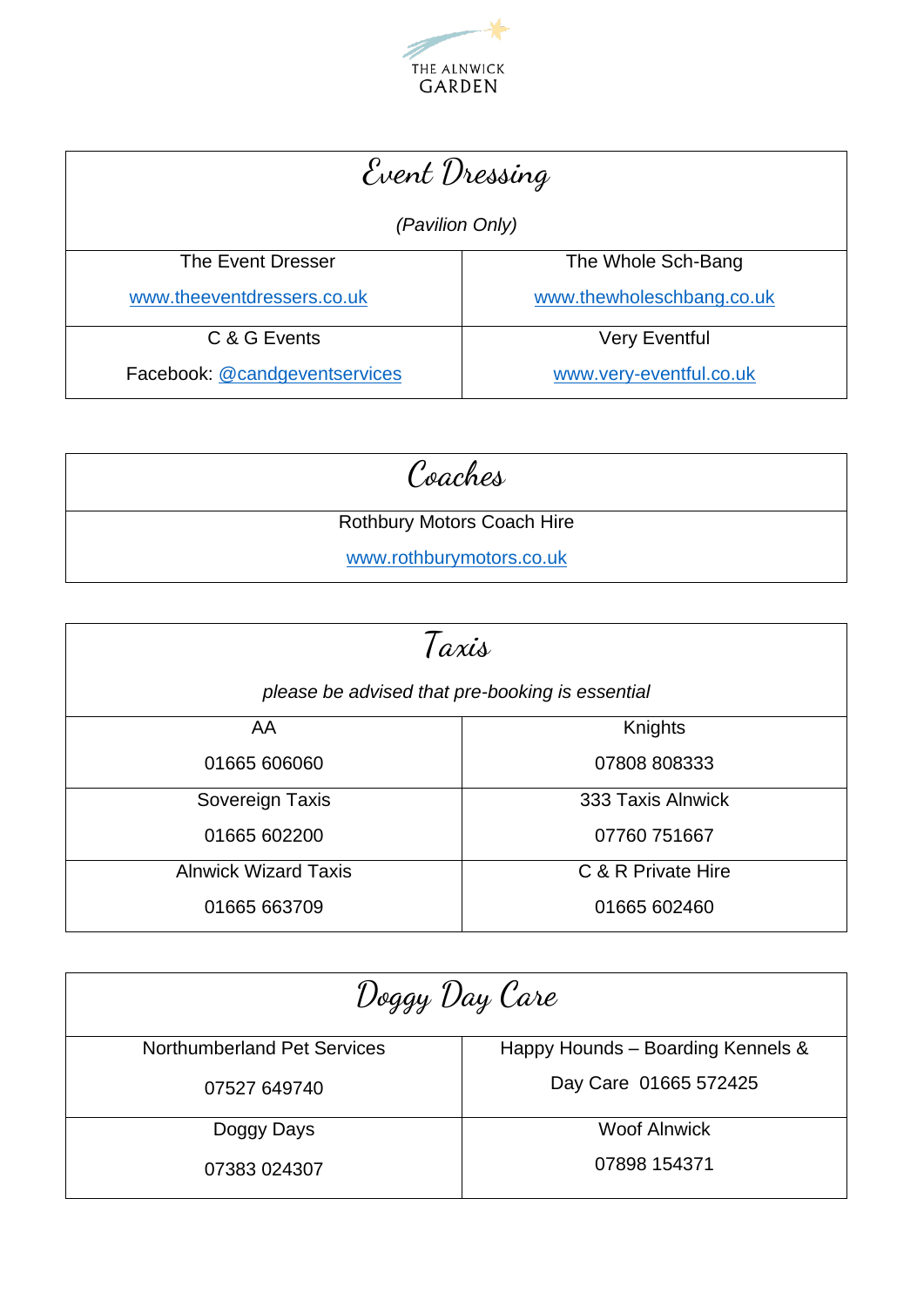THE ALNWICK GARDEN

| Event Dressing | |
|---|---|
| *(Pavilion Only)* | |
| The Event Dresser<br>www.theeventdressers.co.uk | The Whole Sch-Bang<br>www.thewholeschbang.co.uk |
| C & G Events<br>Facebook: @candgeventservices | Very Eventful<br>www.very-eventful.co.uk |

| Coaches |
|---|
| Rothbury Motors Coach Hire<br>www.rothburymotors.co.uk |

| Taxis | |
|---|---|
| *please be advised that pre-booking is essential* | |
| AA<br>01665 606060 | Knights<br>07808 808333 |
| Sovereign Taxis<br>01665 602200 | 333 Taxis Alnwick<br>07760 751667 |
| Alnwick Wizard Taxis<br>01665 663709 | C & R Private Hire<br>01665 602460 |

| Doggy Day Care | |
|---|---|
| Northumberland Pet Services<br>07527 649740 | Happy Hounds – Boarding Kennels & Day Care 01665 572425 |
| Doggy Days<br>07383 024307 | Woof Alnwick<br>07898 154371 |